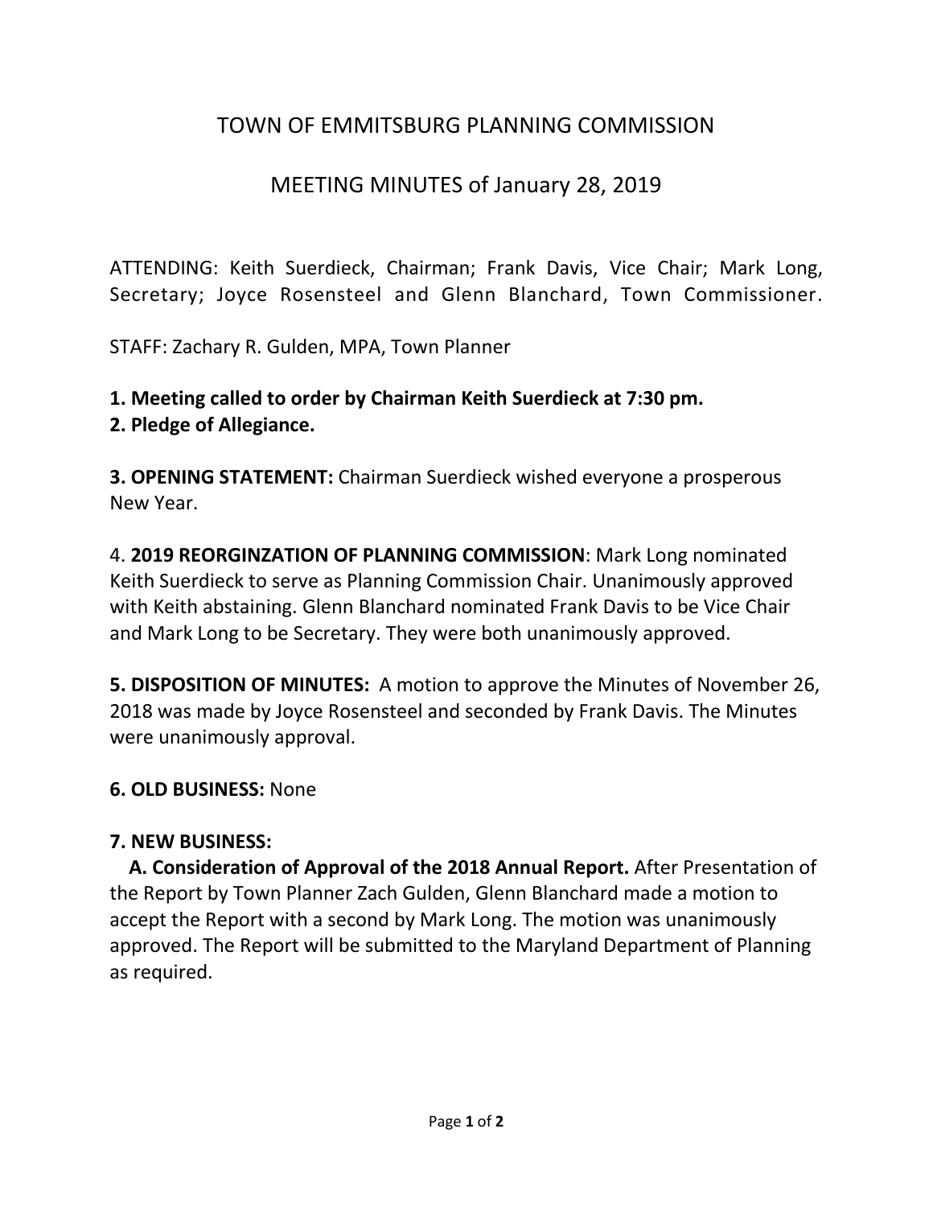# TOWN OF EMMITSBURG PLANNING COMMISSION

## MEETING MINUTES of January 28, 2019

ATTENDING: Keith Suerdieck, Chairman; Frank Davis, Vice Chair; Mark Long, Secretary; Joyce Rosensteel and Glenn Blanchard, Town Commissioner.

STAFF: Zachary R. Gulden, MPA, Town Planner

**1. Meeting called to order by Chairman Keith Suerdieck at 7:30 pm.**
**2. Pledge of Allegiance.**

**3. OPENING STATEMENT:** Chairman Suerdieck wished everyone a prosperous New Year.

4. **2019 REORGINZATION OF PLANNING COMMISSION**: Mark Long nominated Keith Suerdieck to serve as Planning Commission Chair. Unanimously approved with Keith abstaining. Glenn Blanchard nominated Frank Davis to be Vice Chair and Mark Long to be Secretary. They were both unanimously approved.

**5. DISPOSITION OF MINUTES:** A motion to approve the Minutes of November 26, 2018 was made by Joyce Rosensteel and seconded by Frank Davis. The Minutes were unanimously approval.

**6. OLD BUSINESS:** None

**7. NEW BUSINESS:**

**A. Consideration of Approval of the 2018 Annual Report.** After Presentation of the Report by Town Planner Zach Gulden, Glenn Blanchard made a motion to accept the Report with a second by Mark Long. The motion was unanimously approved. The Report will be submitted to the Maryland Department of Planning as required.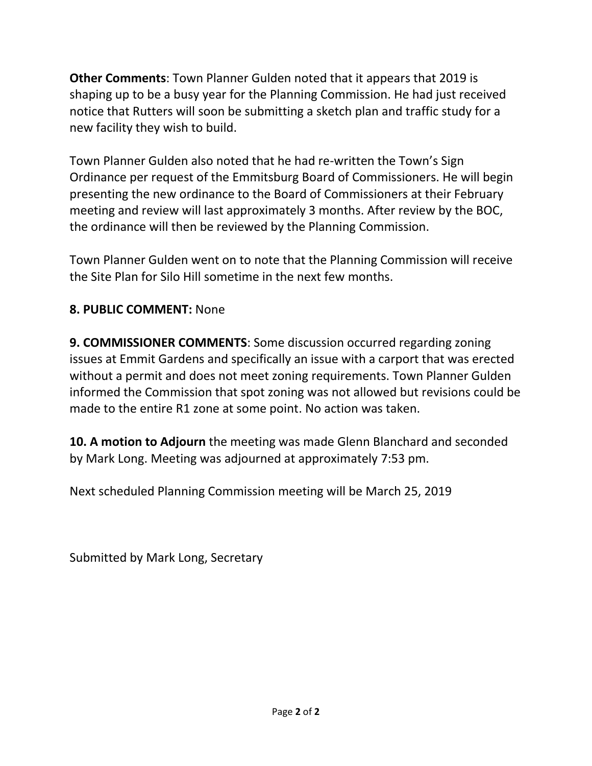**Other Comments**: Town Planner Gulden noted that it appears that 2019 is shaping up to be a busy year for the Planning Commission. He had just received notice that Rutters will soon be submitting a sketch plan and traffic study for a new facility they wish to build.

Town Planner Gulden also noted that he had re-written the Town's Sign Ordinance per request of the Emmitsburg Board of Commissioners. He will begin presenting the new ordinance to the Board of Commissioners at their February meeting and review will last approximately 3 months. After review by the BOC, the ordinance will then be reviewed by the Planning Commission.

Town Planner Gulden went on to note that the Planning Commission will receive the Site Plan for Silo Hill sometime in the next few months.

**8. PUBLIC COMMENT:** None

**9. COMMISSIONER COMMENTS**: Some discussion occurred regarding zoning issues at Emmit Gardens and specifically an issue with a carport that was erected without a permit and does not meet zoning requirements. Town Planner Gulden informed the Commission that spot zoning was not allowed but revisions could be made to the entire R1 zone at some point. No action was taken.

**10. A motion to Adjourn** the meeting was made Glenn Blanchard and seconded by Mark Long. Meeting was adjourned at approximately 7:53 pm.

Next scheduled Planning Commission meeting will be March 25, 2019

Submitted by Mark Long, Secretary